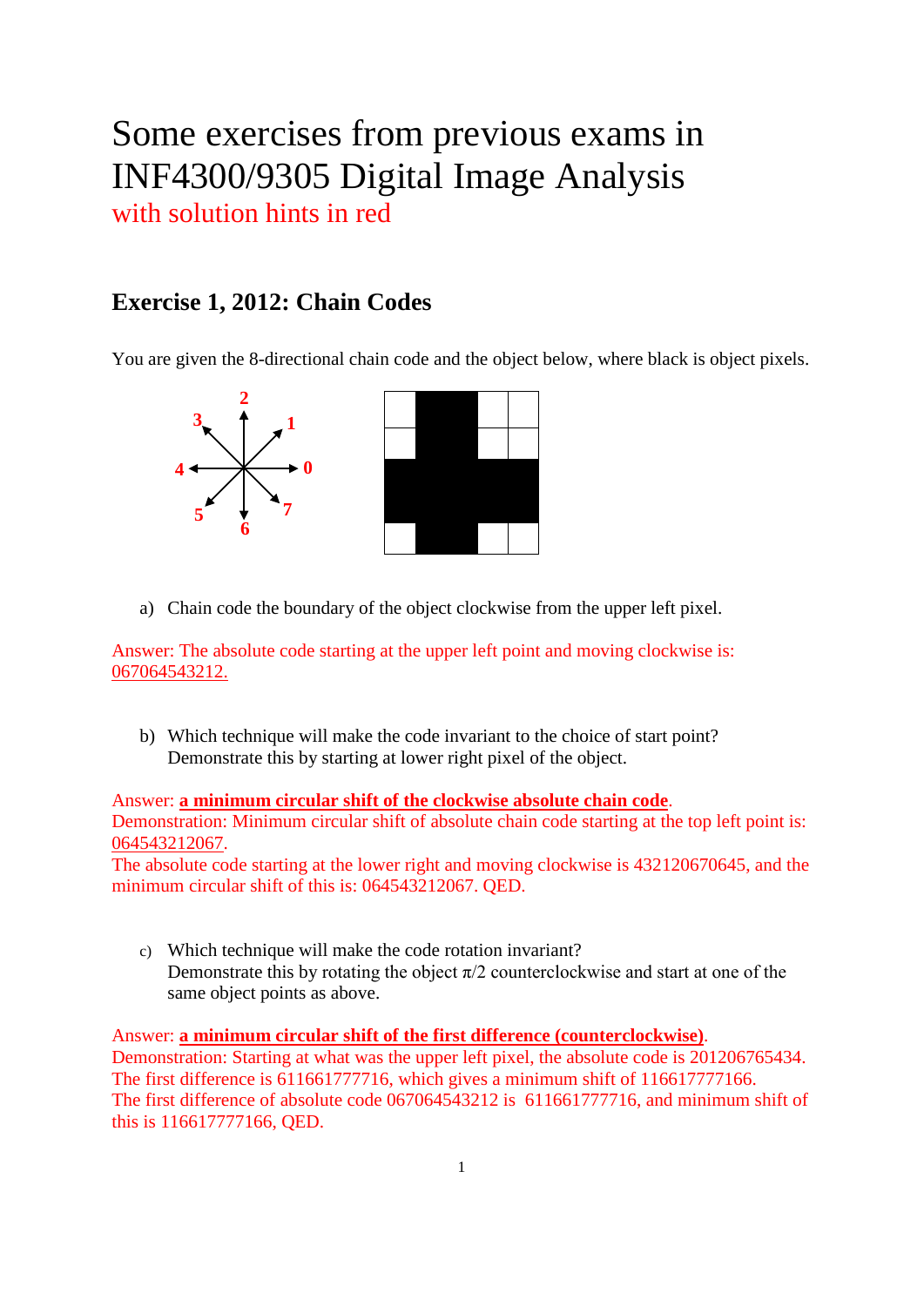# Some exercises from previous exams in INF4300/9305 Digital Image Analysis

with solution hints in red

## Exercise 1, 2012: Chain Codes

You are given the 8-directional chain code and the object below, where black is object pixels.

a) Chain code the boundary of the object clockwise from the upper left pixel.

Answer: The absolute code starting at the upper left point and moving clockwise is: 067064543212.

b) Which technique will make the code invariant to the choice of start point? Demonstrate this by starting at lower right pixel of the object.

Answer: **a minimum circular shift of the clockwise absolute chain code**.
Demonstration: Minimum circular shift of absolute chain code starting at the top left point is: 064543212067.
The absolute code starting at the lower right and moving clockwise is 432120670645, and the minimum circular shift of this is: 064543212067. QED.

c) Which technique will make the code rotation invariant?
Demonstrate this by rotating the object $\pi/2$ counterclockwise and start at one of the same object points as above.

Answer: **a minimum circular shift of the first difference (counterclockwise)**.
Demonstration: Starting at what was the upper left pixel, the absolute code is 201206765434.
The first difference is 611661777716, which gives a minimum shift of 116617777166.
The first difference of absolute code 067064543212 is 611661777716, and minimum shift of this is 116617777166, QED.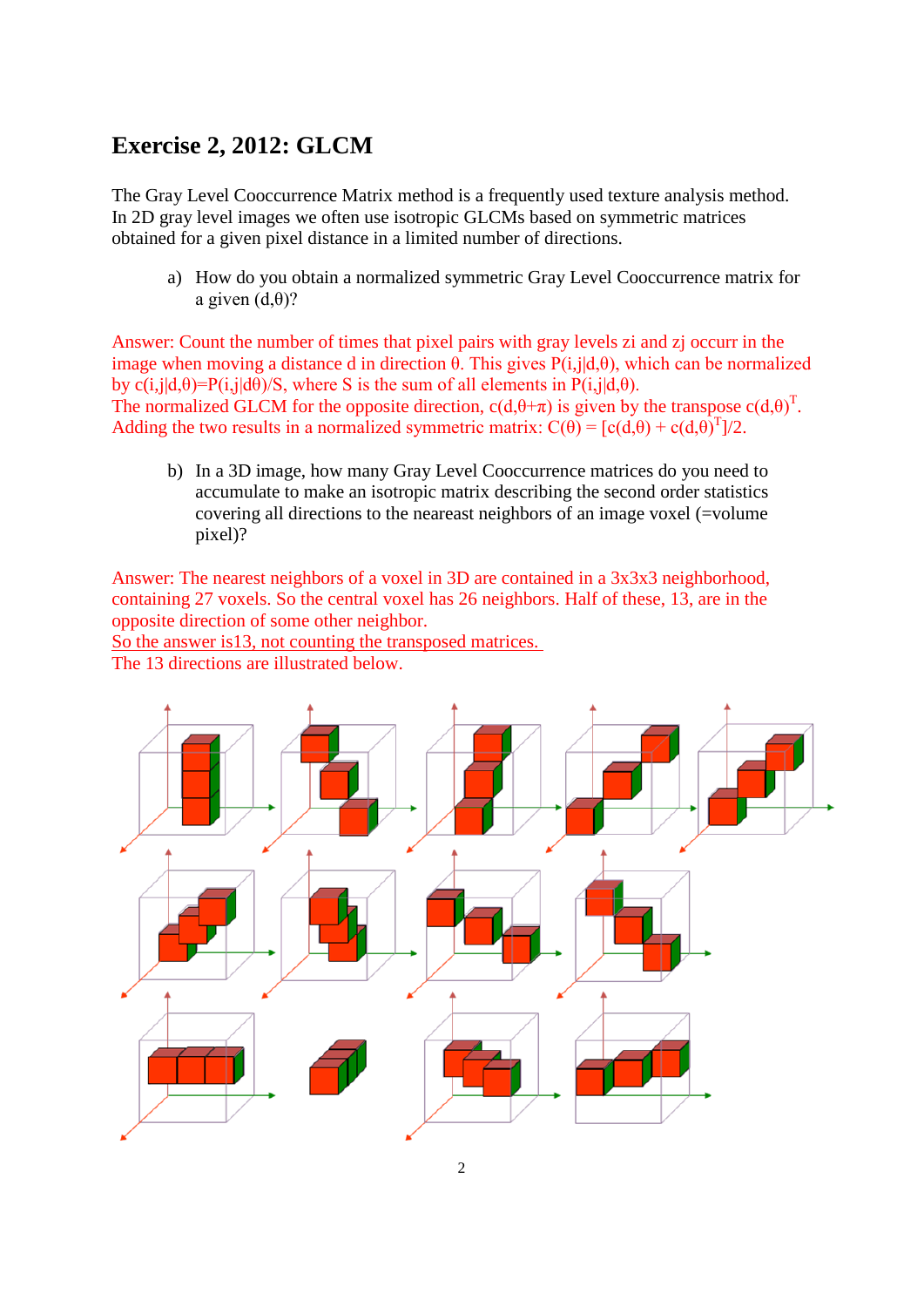# Exercise 2, 2012: GLCM

The Gray Level Cooccurrence Matrix method is a frequently used texture analysis method. In 2D gray level images we often use isotropic GLCMs based on symmetric matrices obtained for a given pixel distance in a limited number of directions.

a) How do you obtain a normalized symmetric Gray Level Cooccurrence matrix for a given $(d,\theta)$?

Answer: Count the number of times that pixel pairs with gray levels zi and zj occurr in the image when moving a distance d in direction $\theta$. This gives $P(i,j|d,\theta)$, which can be normalized by $c(i,j|d,\theta)=P(i,j|d\theta)/S$, where S is the sum of all elements in $P(i,j|d,\theta)$.
The normalized GLCM for the opposite direction, $c(d,\theta+\pi)$ is given by the transpose $c(d,\theta)^T$.
Adding the two results in a normalized symmetric matrix: $C(\theta) = [c(d,\theta) + c(d,\theta)^T]/2$.

b) In a 3D image, how many Gray Level Cooccurrence matrices do you need to accumulate to make an isotropic matrix describing the second order statistics covering all directions to the neareast neighbors of an image voxel (=volume pixel)?

Answer: The nearest neighbors of a voxel in 3D are contained in a 3x3x3 neighborhood, containing 27 voxels. So the central voxel has 26 neighbors. Half of these, 13, are in the opposite direction of some other neighbor.
<u>So the answer is13, not counting the transposed matrices.</u>
The 13 directions are illustrated below.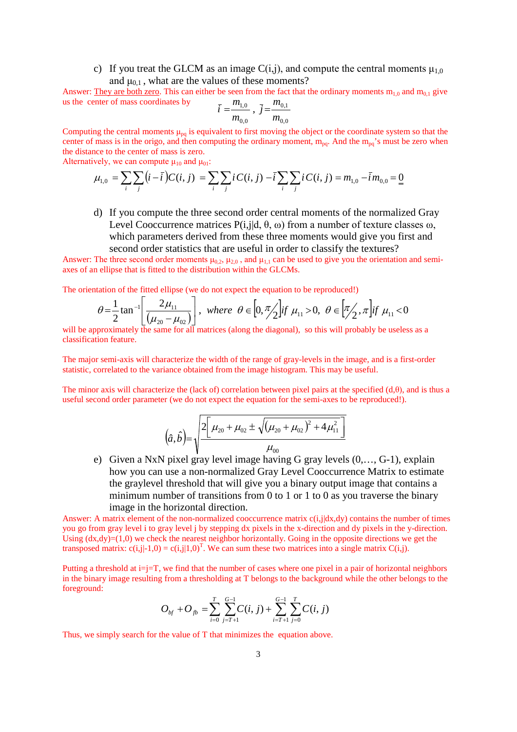c) If you treat the GLCM as an image C(i,j), and compute the central moments $\mu_{1,0}$ and $\mu_{0,1}$ , what are the values of these moments?

Answer: They are both zero. This can either be seen from the fact that the ordinary moments $m_{1,0}$ and $m_{0,1}$ give us the center of mass coordinates by

$$\bar{i} = \frac{m_{1,0}}{m_{0,0}}, \quad \bar{j} = \frac{m_{0,1}}{m_{0,0}}$$

Computing the central moments $\mu_{pq}$ is equivalent to first moving the object or the coordinate system so that the center of mass is in the origo, and then computing the ordinary moment, $m_{pq}$. And the $m_{pq}$'s must be zero when the distance to the center of mass is zero.

Alternatively, we can compute $\mu_{10}$ and $\mu_{01}$:

$$\mu_{1,0} = \sum_i \sum_j \left(i - \bar{i}\right) C(i,j) = \sum_i \sum_j i C(i,j) - \bar{i} \sum_i \sum_j i C(i,j) = m_{1,0} - \bar{i} m_{0,0} = \underline{\underline{0}}$$

d) If you compute the three second order central moments of the normalized Gray Level Cooccurrence matrices P(i,j|d, θ, ω) from a number of texture classes ω, which parameters derived from these three moments would give you first and second order statistics that are useful in order to classify the textures?

Answer: The three second order moments $\mu_{0,2}$, $\mu_{2,0}$ , and $\mu_{1,1}$ can be used to give you the orientation and semi-axes of an ellipse that is fitted to the distribution within the GLCMs.

The orientation of the fitted ellipse (we do not expect the equation to be reproduced!)

$$\theta = \frac{1}{2} \tan^{-1}\left[\frac{2\mu_{11}}{(\mu_{20} - \mu_{02})}\right], \quad where \ \ \theta \in \left[0, \pi/2\right] if \ \mu_{11} > 0, \ \ \theta \in \left[\pi/2, \pi\right] if \ \mu_{11} < 0$$

will be approximately the same for all matrices (along the diagonal), so this will probably be useless as a classification feature.

The major semi-axis will characterize the width of the range of gray-levels in the image, and is a first-order statistic, correlated to the variance obtained from the image histogram. This may be useful.

The minor axis will characterize the (lack of) correlation between pixel pairs at the specified (d,θ), and is thus a useful second order parameter (we do not expect the equation for the semi-axes to be reproduced!).

$$\left(\hat{a}, \hat{b}\right) = \sqrt{\frac{2\left[\mu_{20} + \mu_{02} \pm \sqrt{(\mu_{20} + \mu_{02})^2 + 4\mu_{11}^2}\right]}{\mu_{00}}}$$

e) Given a NxN pixel gray level image having G gray levels (0,…, G-1), explain how you can use a non-normalized Gray Level Cooccurrence Matrix to estimate the graylevel threshold that will give you a binary output image that contains a minimum number of transitions from 0 to 1 or 1 to 0 as you traverse the binary image in the horizontal direction.

Answer: A matrix element of the non-normalized cooccurrence matrix c(i,j|dx,dy) contains the number of times you go from gray level i to gray level j by stepping dx pixels in the x-direction and dy pixels in the y-direction. Using (dx,dy)=(1,0) we check the nearest neighbor horizontally. Going in the opposite directions we get the transposed matrix: $c(i,j|-1,0) = c(i,j|1,0)^T$. We can sum these two matrices into a single matrix C(i,j).

Putting a threshold at i=j=T, we find that the number of cases where one pixel in a pair of horizontal neighbors in the binary image resulting from a thresholding at T belongs to the background while the other belongs to the foreground:

$$O_{bf} + O_{fb} = \sum_{i=0}^{T} \sum_{j=T+1}^{G-1} C(i,j) + \sum_{i=T+1}^{G-1} \sum_{j=0}^{T} C(i,j)$$

Thus, we simply search for the value of T that minimizes the equation above.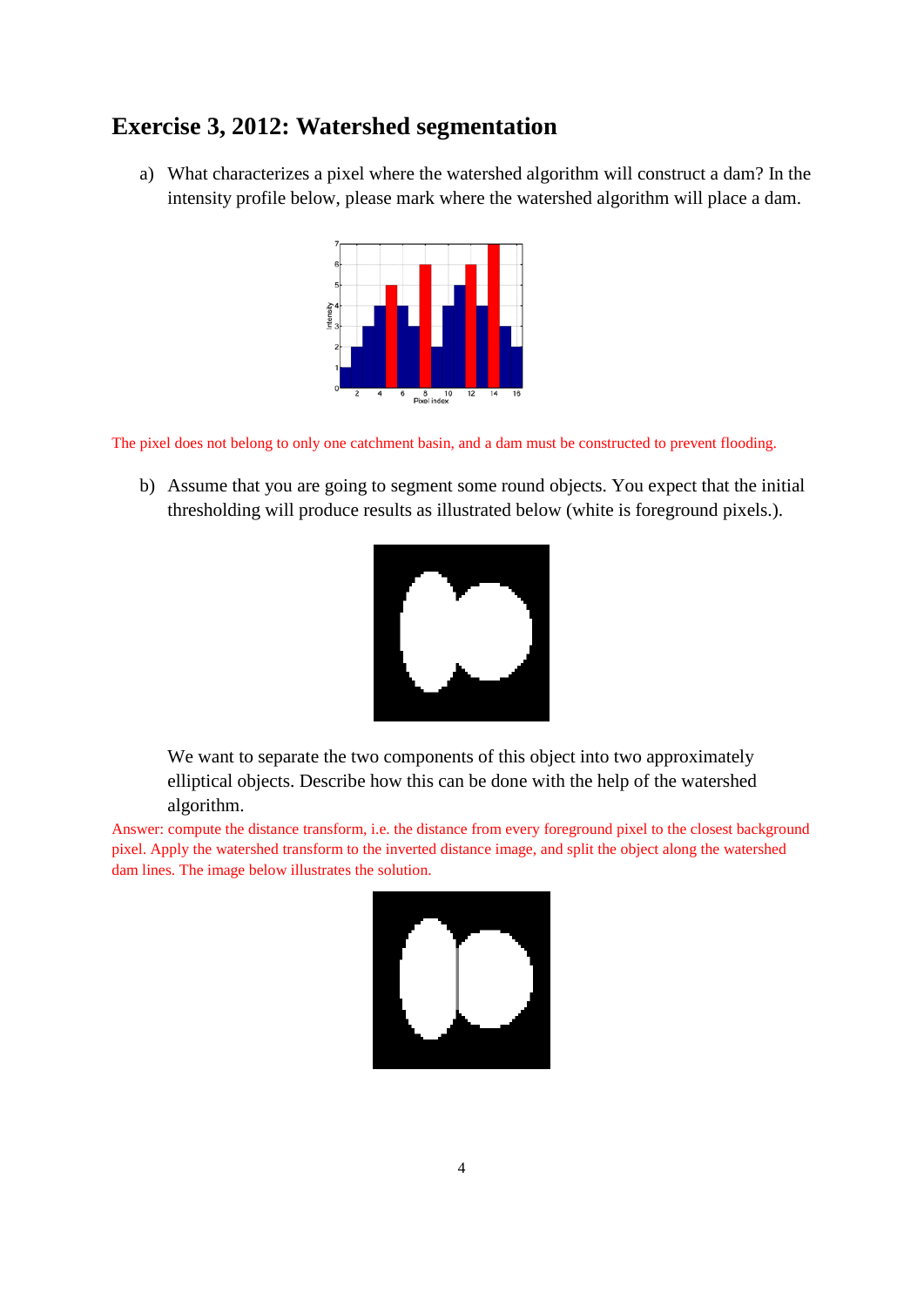## Exercise 3, 2012: Watershed segmentation

a) What characterizes a pixel where the watershed algorithm will construct a dam? In the intensity profile below, please mark where the watershed algorithm will place a dam.

The pixel does not belong to only one catchment basin, and a dam must be constructed to prevent flooding.

b) Assume that you are going to segment some round objects. You expect that the initial thresholding will produce results as illustrated below (white is foreground pixels.).

We want to separate the two components of this object into two approximately elliptical objects. Describe how this can be done with the help of the watershed algorithm.

Answer: compute the distance transform, i.e. the distance from every foreground pixel to the closest background pixel. Apply the watershed transform to the inverted distance image, and split the object along the watershed dam lines. The image below illustrates the solution.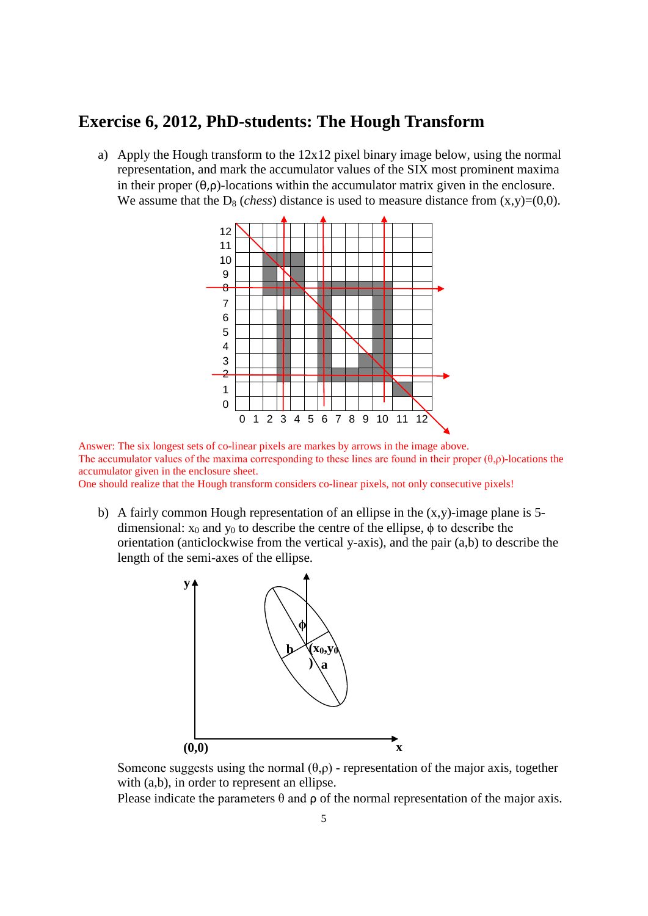# Exercise 6, 2012, PhD-students: The Hough Transform

a) Apply the Hough transform to the 12x12 pixel binary image below, using the normal representation, and mark the accumulator values of the SIX most prominent maxima in their proper (θ,ρ)-locations within the accumulator matrix given in the enclosure. We assume that the $D_8$ (*chess*) distance is used to measure distance from (x,y)=(0,0).

Answer: The six longest sets of co-linear pixels are markes by arrows in the image above.
The accumulator values of the maxima corresponding to these lines are found in their proper (θ,ρ)-locations the accumulator given in the enclosure sheet.
One should realize that the Hough transform considers co-linear pixels, not only consecutive pixels!

b) A fairly common Hough representation of an ellipse in the (x,y)-image plane is 5-dimensional: $x_0$ and $y_0$ to describe the centre of the ellipse, $\phi$ to describe the orientation (anticlockwise from the vertical y-axis), and the pair (a,b) to describe the length of the semi-axes of the ellipse.

Someone suggests using the normal (θ,ρ) - representation of the major axis, together with (a,b), in order to represent an ellipse.
Please indicate the parameters θ and ρ of the normal representation of the major axis.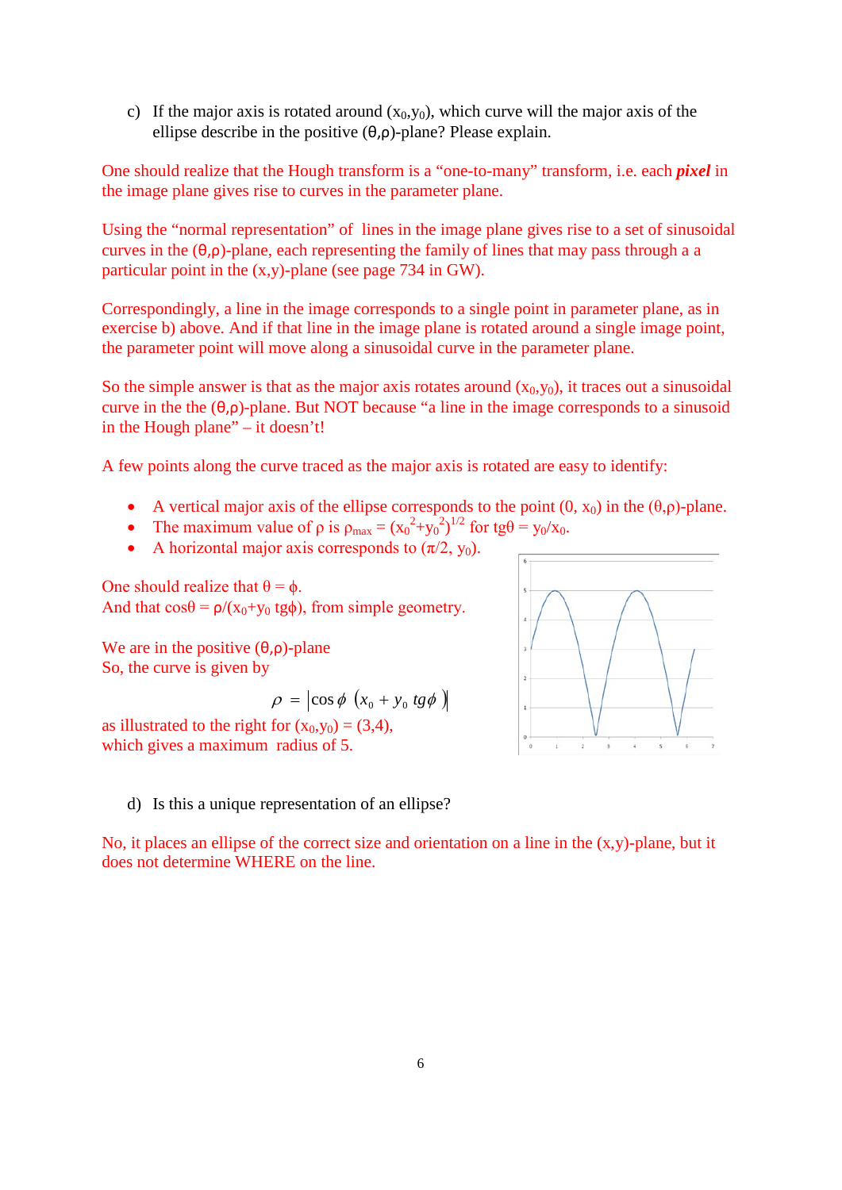c) If the major axis is rotated around $(x_0,y_0)$, which curve will the major axis of the ellipse describe in the positive $(\theta,\rho)$-plane? Please explain.

One should realize that the Hough transform is a "one-to-many" transform, i.e. each ***pixel*** in the image plane gives rise to curves in the parameter plane.

Using the "normal representation" of lines in the image plane gives rise to a set of sinusoidal curves in the $(\theta,\rho)$-plane, each representing the family of lines that may pass through a a particular point in the $(x,y)$-plane (see page 734 in GW).

Correspondingly, a line in the image corresponds to a single point in parameter plane, as in exercise b) above. And if that line in the image plane is rotated around a single image point, the parameter point will move along a sinusoidal curve in the parameter plane.

So the simple answer is that as the major axis rotates around $(x_0,y_0)$, it traces out a sinusoidal curve in the the $(\theta,\rho)$-plane. But NOT because "a line in the image corresponds to a sinusoid in the Hough plane" – it doesn't!

A few points along the curve traced as the major axis is rotated are easy to identify:

- A vertical major axis of the ellipse corresponds to the point $(0, x_0)$ in the $(\theta,\rho)$-plane.
- The maximum value of $\rho$ is $\rho_{max} = (x_0^2+y_0^2)^{1/2}$ for $tg\theta = y_0/x_0$.
- A horizontal major axis corresponds to $(\pi/2, y_0)$.

One should realize that $\theta = \phi$.
And that $\cos\theta = \rho/(x_0+y_0\, tg\phi)$, from simple geometry.

We are in the positive $(\theta,\rho)$-plane
So, the curve is given by

$$\rho = \left|\cos\phi\ (x_0 + y_0\, tg\phi)\right|$$

as illustrated to the right for $(x_0,y_0) = (3,4)$, which gives a maximum radius of 5.

d) Is this a unique representation of an ellipse?

No, it places an ellipse of the correct size and orientation on a line in the $(x,y)$-plane, but it does not determine WHERE on the line.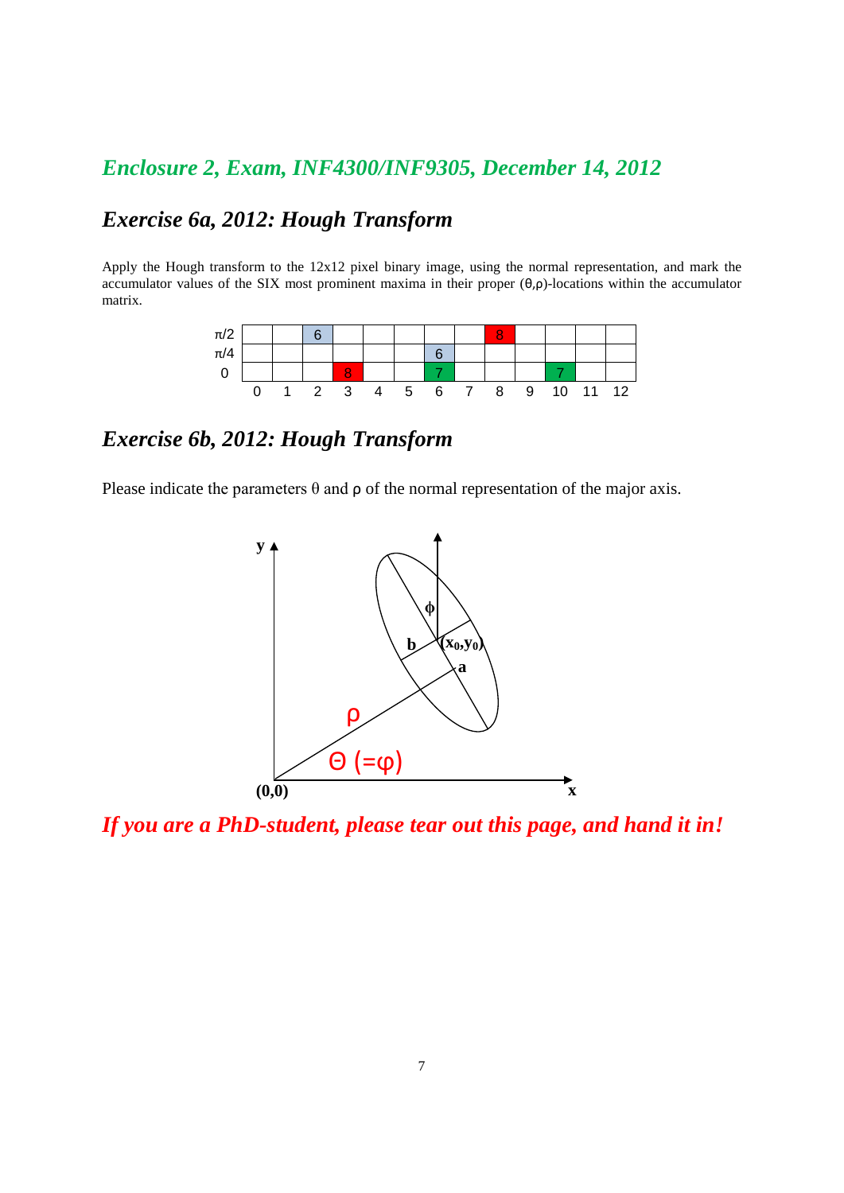## *Enclosure 2, Exam, INF4300/INF9305, December 14, 2012*

## *Exercise 6a, 2012: Hough Transform*

Apply the Hough transform to the 12x12 pixel binary image, using the normal representation, and mark the accumulator values of the SIX most prominent maxima in their proper (θ,ρ)-locations within the accumulator matrix.

| | | | | | | | | | | | | | |
|---|---|---|---|---|---|---|---|---|---|---|---|---|---|
| π/2 | | | 6 | | | | | | 8 | | | | |
| π/4 | | | | | | | 6 | | | | | | |
| 0 | | | | 8 | | | 7 | | | | 7 | | |
| | 0 | 1 | 2 | 3 | 4 | 5 | 6 | 7 | 8 | 9 | 10 | 11 | 12 |

## *Exercise 6b, 2012: Hough Transform*

Please indicate the parameters θ and ρ of the normal representation of the major axis.

y, x, (0,0), ρ, Θ (=φ), φ, b, a, $(x_0,y_0)$

*If you are a PhD-student, please tear out this page, and hand it in!*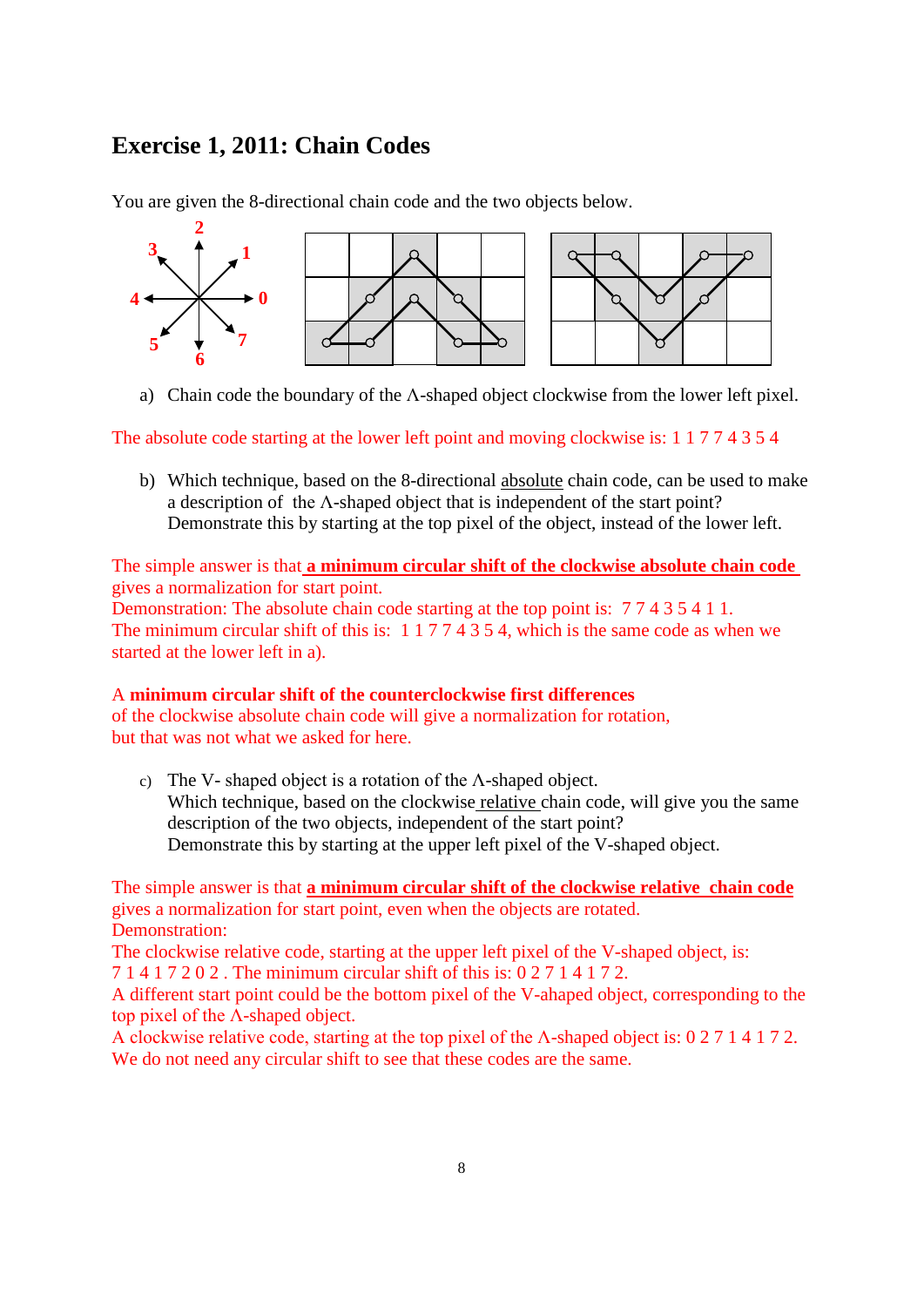# Exercise 1, 2011: Chain Codes

You are given the 8-directional chain code and the two objects below.

a) Chain code the boundary of the Λ-shaped object clockwise from the lower left pixel.

The absolute code starting at the lower left point and moving clockwise is: 1 1 7 7 4 3 5 4

b) Which technique, based on the 8-directional <u>absolute</u> chain code, can be used to make a description of the Λ-shaped object that is independent of the start point? Demonstrate this by starting at the top pixel of the object, instead of the lower left.

The simple answer is that **<u>a minimum circular shift of the clockwise absolute chain code</u>** gives a normalization for start point.
Demonstration: The absolute chain code starting at the top point is: 7 7 4 3 5 4 1 1.
The minimum circular shift of this is: 1 1 7 7 4 3 5 4, which is the same code as when we started at the lower left in a).

A **minimum circular shift of the counterclockwise first differences** of the clockwise absolute chain code will give a normalization for rotation, but that was not what we asked for here.

c) The V- shaped object is a rotation of the Λ-shaped object.
Which technique, based on the clockwise <u>relative</u> chain code, will give you the same description of the two objects, independent of the start point?
Demonstrate this by starting at the upper left pixel of the V-shaped object.

The simple answer is that **<u>a minimum circular shift of the clockwise relative chain code</u>** gives a normalization for start point, even when the objects are rotated.
Demonstration:
The clockwise relative code, starting at the upper left pixel of the V-shaped object, is:
7 1 4 1 7 2 0 2 . The minimum circular shift of this is: 0 2 7 1 4 1 7 2.
A different start point could be the bottom pixel of the V-ahaped object, corresponding to the top pixel of the Λ-shaped object.
A clockwise relative code, starting at the top pixel of the Λ-shaped object is: 0 2 7 1 4 1 7 2.
We do not need any circular shift to see that these codes are the same.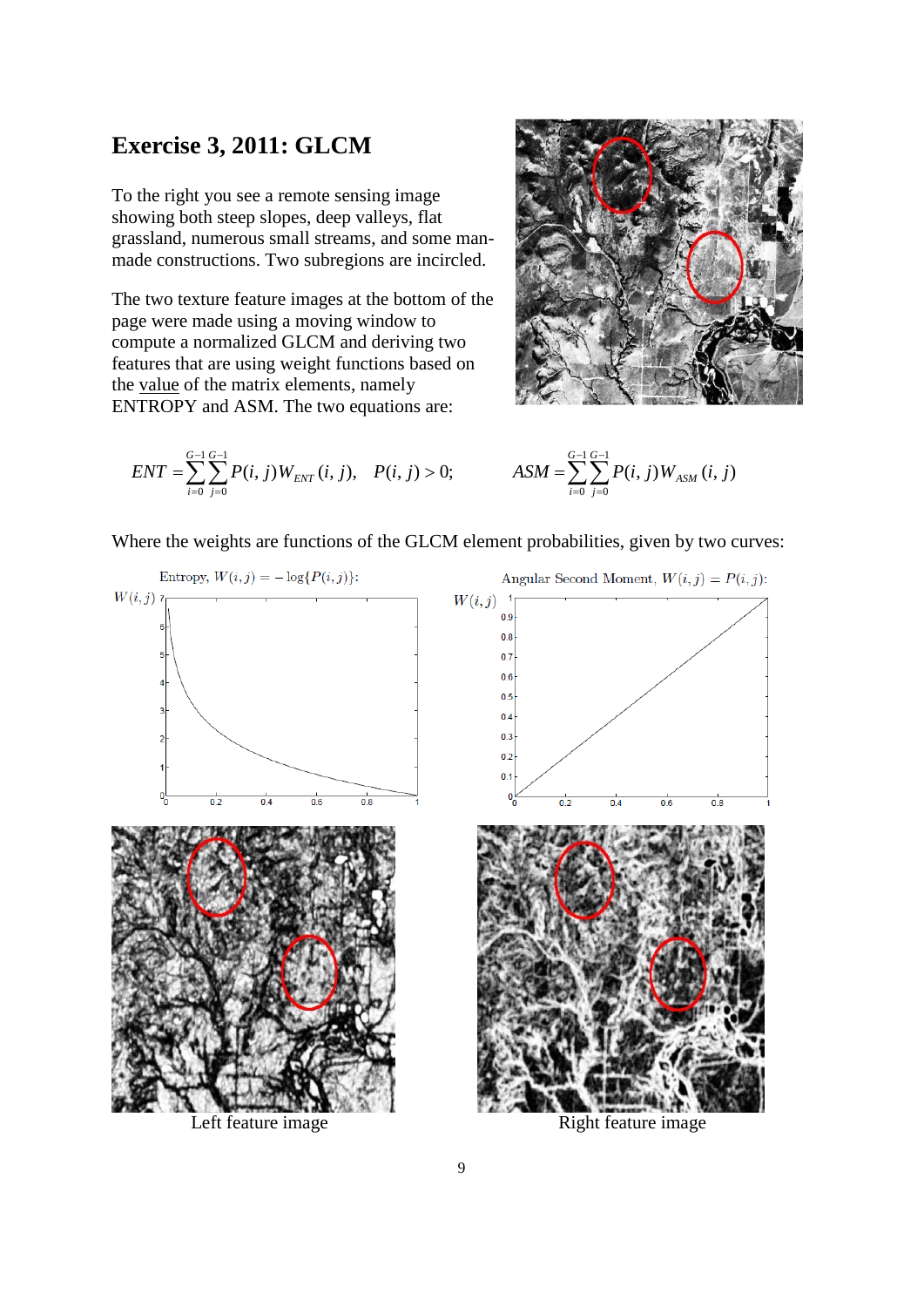## Exercise 3, 2011: GLCM

To the right you see a remote sensing image showing both steep slopes, deep valleys, flat grassland, numerous small streams, and some man-made constructions. Two subregions are incircled.

The two texture feature images at the bottom of the page were made using a moving window to compute a normalized GLCM and deriving two features that are using weight functions based on the value of the matrix elements, namely ENTROPY and ASM. The two equations are:

$$ENT = \sum_{i=0}^{G-1}\sum_{j=0}^{G-1} P(i,j) W_{ENT}(i,j), \quad P(i,j) > 0; \qquad ASM = \sum_{i=0}^{G-1}\sum_{j=0}^{G-1} P(i,j) W_{ASM}(i,j)$$

Where the weights are functions of the GLCM element probabilities, given by two curves:

Entropy, $W(i,j) = -\log\{P(i,j)\}$:

Angular Second Moment, $W(i,j) = P(i,j)$:

Left feature image

Right feature image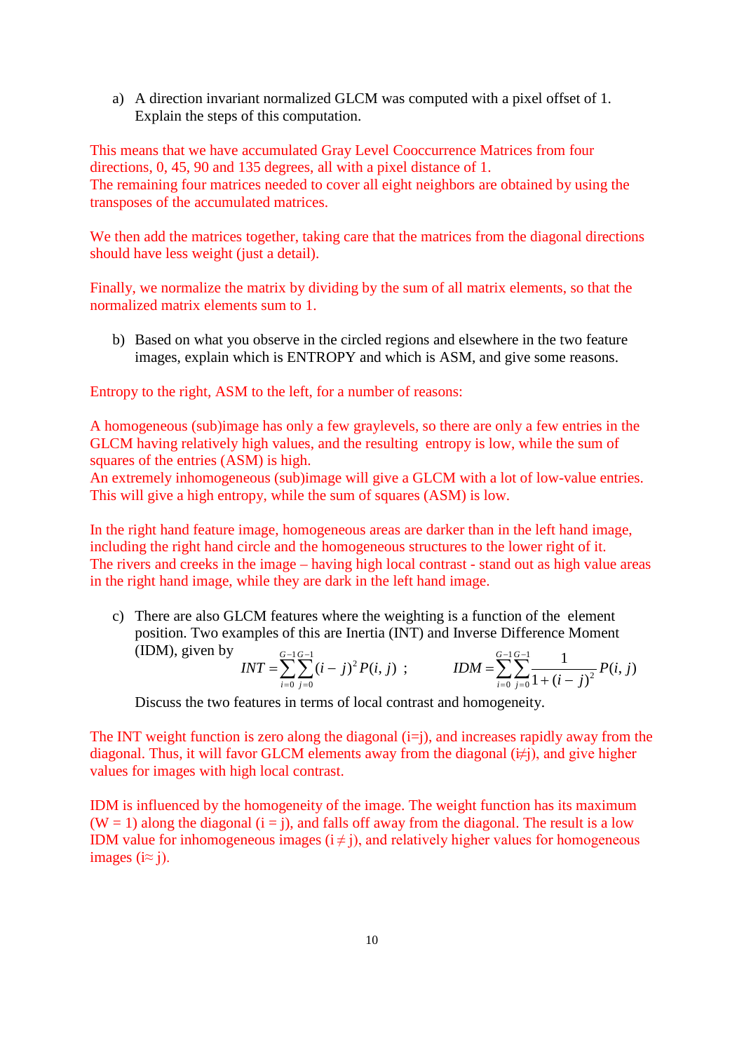a) A direction invariant normalized GLCM was computed with a pixel offset of 1. Explain the steps of this computation.

This means that we have accumulated Gray Level Cooccurrence Matrices from four directions, 0, 45, 90 and 135 degrees, all with a pixel distance of 1.
The remaining four matrices needed to cover all eight neighbors are obtained by using the transposes of the accumulated matrices.

We then add the matrices together, taking care that the matrices from the diagonal directions should have less weight (just a detail).

Finally, we normalize the matrix by dividing by the sum of all matrix elements, so that the normalized matrix elements sum to 1.

b) Based on what you observe in the circled regions and elsewhere in the two feature images, explain which is ENTROPY and which is ASM, and give some reasons.

Entropy to the right, ASM to the left, for a number of reasons:

A homogeneous (sub)image has only a few graylevels, so there are only a few entries in the GLCM having relatively high values, and the resulting entropy is low, while the sum of squares of the entries (ASM) is high.
An extremely inhomogeneous (sub)image will give a GLCM with a lot of low-value entries. This will give a high entropy, while the sum of squares (ASM) is low.

In the right hand feature image, homogeneous areas are darker than in the left hand image, including the right hand circle and the homogeneous structures to the lower right of it.
The rivers and creeks in the image – having high local contrast - stand out as high value areas in the right hand image, while they are dark in the left hand image.

c) There are also GLCM features where the weighting is a function of the element position. Two examples of this are Inertia (INT) and Inverse Difference Moment (IDM), given by

$$INT = \sum_{i=0}^{G-1}\sum_{j=0}^{G-1}(i-j)^2 P(i,j) \; ; \qquad IDM = \sum_{i=0}^{G-1}\sum_{j=0}^{G-1}\frac{1}{1+(i-j)^2}P(i,j)$$

Discuss the two features in terms of local contrast and homogeneity.

The INT weight function is zero along the diagonal ($i=j$), and increases rapidly away from the diagonal. Thus, it will favor GLCM elements away from the diagonal ($i \neq j$), and give higher values for images with high local contrast.

IDM is influenced by the homogeneity of the image. The weight function has its maximum ($W = 1$) along the diagonal ($i = j$), and falls off away from the diagonal. The result is a low IDM value for inhomogeneous images ($i \neq j$), and relatively higher values for homogeneous images ($i \approx j$).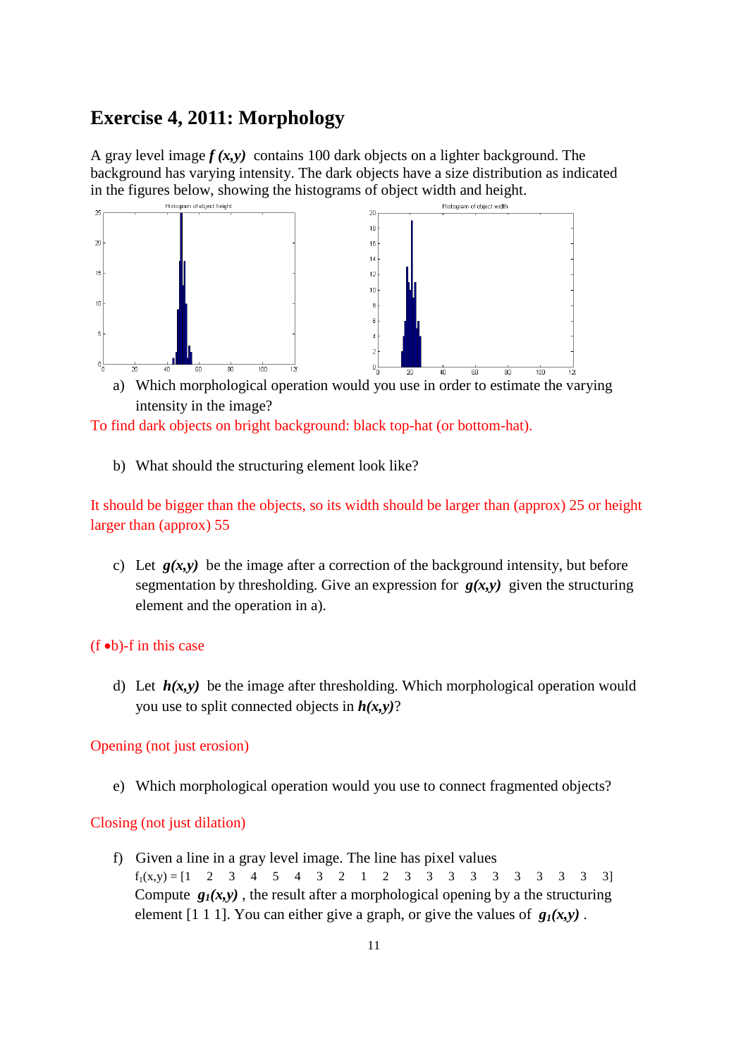# Exercise 4, 2011: Morphology

A gray level image ***f (x,y)*** contains 100 dark objects on a lighter background. The background has varying intensity. The dark objects have a size distribution as indicated in the figures below, showing the histograms of object width and height.

a) Which morphological operation would you use in order to estimate the varying intensity in the image?

To find dark objects on bright background: black top-hat (or bottom-hat).

b) What should the structuring element look like?

It should be bigger than the objects, so its width should be larger than (approx) 25 or height larger than (approx) 55

c) Let ***g(x,y)*** be the image after a correction of the background intensity, but before segmentation by thresholding. Give an expression for ***g(x,y)*** given the structuring element and the operation in a).

$(f \bullet b)-f$ in this case

d) Let ***h(x,y)*** be the image after thresholding. Which morphological operation would you use to split connected objects in ***h(x,y)***?

Opening (not just erosion)

e) Which morphological operation would you use to connect fragmented objects?

Closing (not just dilation)

f) Given a line in a gray level image. The line has pixel values

$f_1(x,y)$ = [1 2 3 4 5 4 3 2 1 2 3 3 3 3 3 3 3 3 3 3]

Compute $g_1(x,y)$ , the result after a morphological opening by a structuring element [1 1 1]. You can either give a graph, or give the values of $g_1(x,y)$ .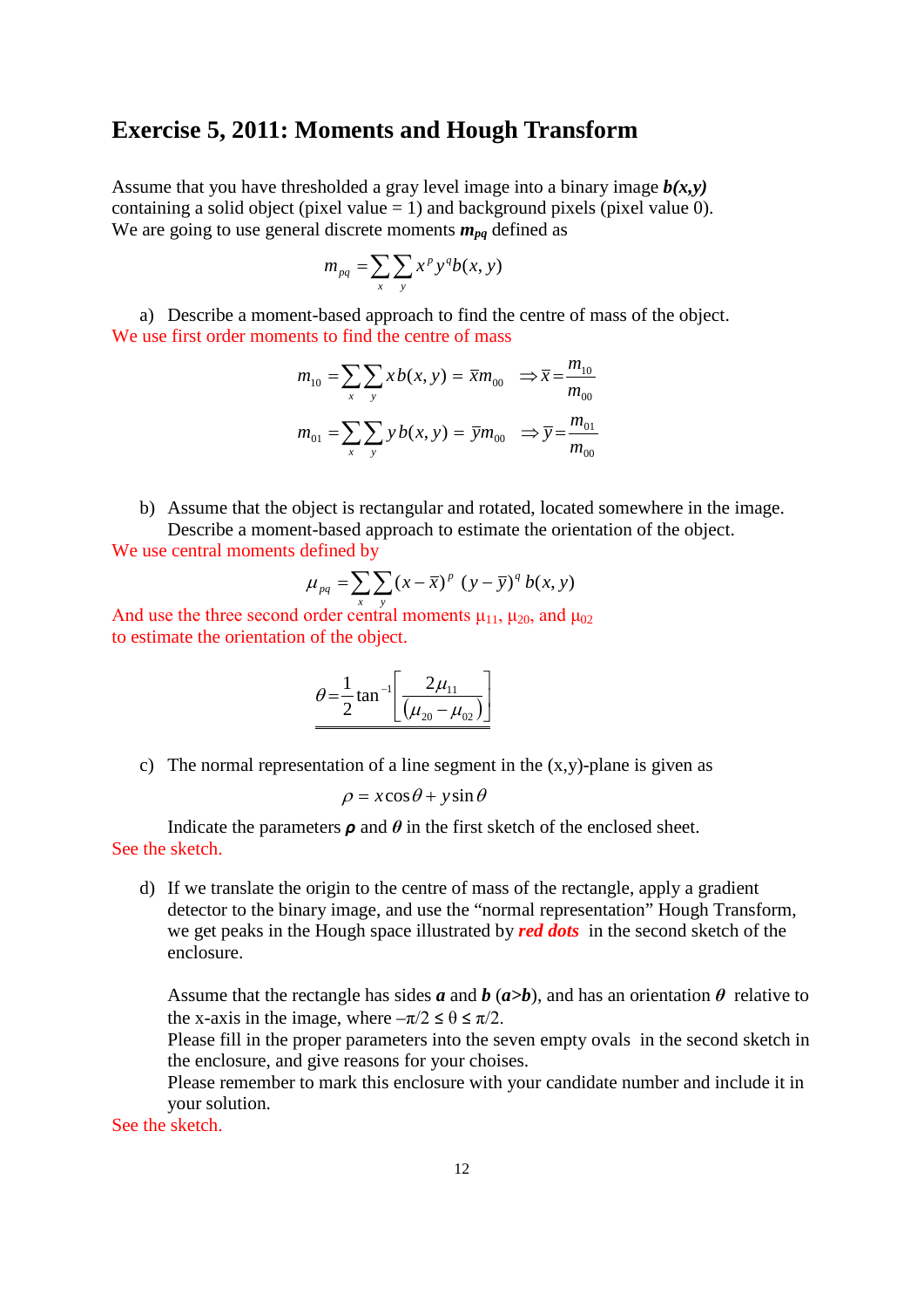## Exercise 5, 2011: Moments and Hough Transform

Assume that you have thresholded a gray level image into a binary image ***b(x,y)*** containing a solid object (pixel value = 1) and background pixels (pixel value 0). We are going to use general discrete moments $m_{pq}$ defined as

$$m_{pq} = \sum_x \sum_y x^p y^q b(x,y)$$

a) Describe a moment-based approach to find the centre of mass of the object.

We use first order moments to find the centre of mass

$$m_{10} = \sum_x \sum_y x\, b(x,y) = \bar{x} m_{00} \quad \Rightarrow \bar{x} = \frac{m_{10}}{m_{00}}$$

$$m_{01} = \sum_x \sum_y y\, b(x,y) = \bar{y} m_{00} \quad \Rightarrow \bar{y} = \frac{m_{01}}{m_{00}}$$

b) Assume that the object is rectangular and rotated, located somewhere in the image. Describe a moment-based approach to estimate the orientation of the object.

We use central moments defined by

$$\mu_{pq} = \sum_x \sum_y (x - \bar{x})^p \ (y - \bar{y})^q \ b(x,y)$$

And use the three second order central moments $\mu_{11}$, $\mu_{20}$, and $\mu_{02}$ to estimate the orientation of the object.

$$\theta = \frac{1}{2} \tan^{-1} \left[ \frac{2\mu_{11}}{(\mu_{20} - \mu_{02})} \right]$$

c) The normal representation of a line segment in the (x,y)-plane is given as

$$\rho = x\cos\theta + y\sin\theta$$

Indicate the parameters $\rho$ and $\theta$ in the first sketch of the enclosed sheet.

See the sketch.

d) If we translate the origin to the centre of mass of the rectangle, apply a gradient detector to the binary image, and use the "normal representation" Hough Transform, we get peaks in the Hough space illustrated by ***red dots*** in the second sketch of the enclosure.

Assume that the rectangle has sides ***a*** and ***b*** (***a***>***b***), and has an orientation $\theta$ relative to the x-axis in the image, where $-\pi/2 \le \theta \le \pi/2$.
Please fill in the proper parameters into the seven empty ovals in the second sketch in the enclosure, and give reasons for your choises.
Please remember to mark this enclosure with your candidate number and include it in your solution.

See the sketch.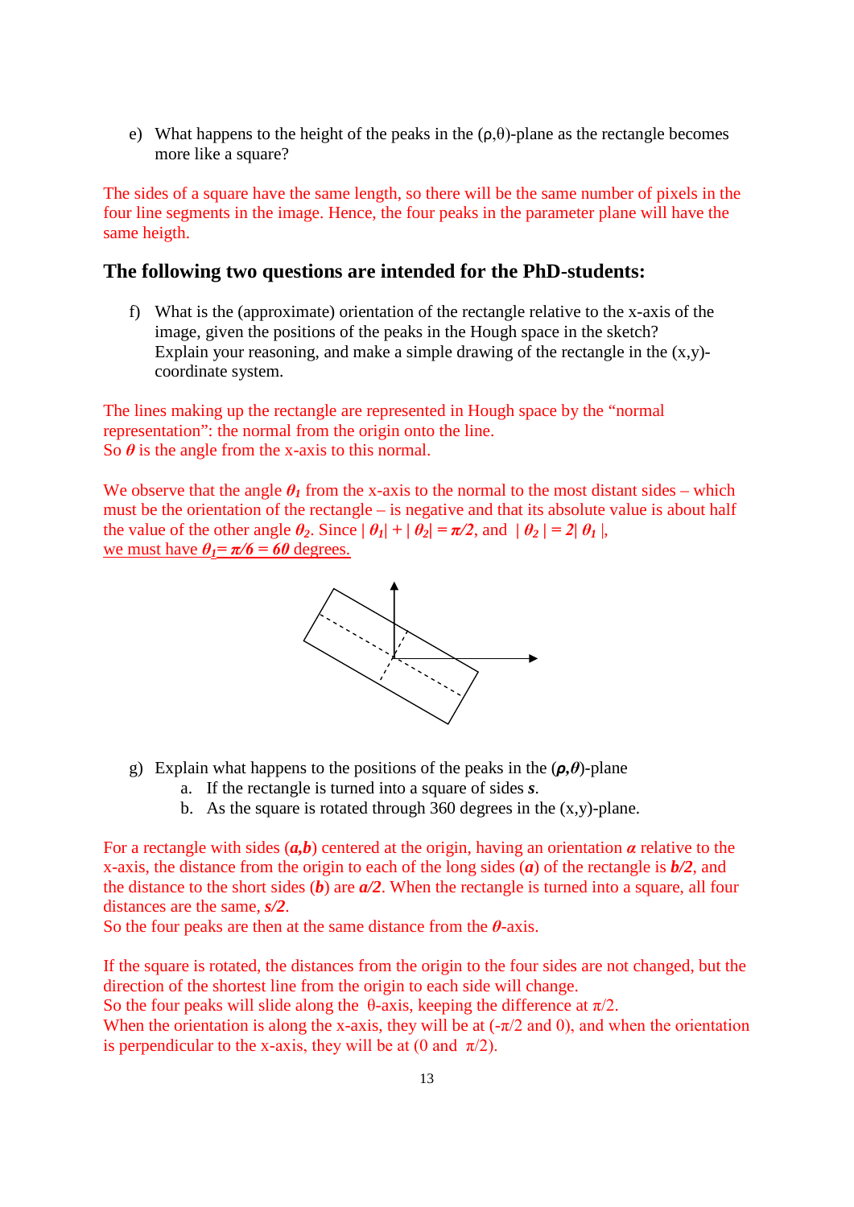e) What happens to the height of the peaks in the (ρ,θ)-plane as the rectangle becomes more like a square?

The sides of a square have the same length, so there will be the same number of pixels in the four line segments in the image. Hence, the four peaks in the parameter plane will have the same heigth.

## The following two questions are intended for the PhD-students:

f) What is the (approximate) orientation of the rectangle relative to the x-axis of the image, given the positions of the peaks in the Hough space in the sketch? Explain your reasoning, and make a simple drawing of the rectangle in the (x,y)-coordinate system.

The lines making up the rectangle are represented in Hough space by the "normal representation": the normal from the origin onto the line. So $\theta$ is the angle from the x-axis to this normal.

We observe that the angle $\theta_1$ from the x-axis to the normal to the most distant sides – which must be the orientation of the rectangle – is negative and that its absolute value is about half the value of the other angle $\theta_2$. Since $|\theta_1| + |\theta_2| = \pi/2$, and $|\theta_2| = 2|\theta_1|$, <u>we must have $\theta_1 = \pi/6 = 60$ degrees.</u>

g) Explain what happens to the positions of the peaks in the ($\rho,\theta$)-plane
   a. If the rectangle is turned into a square of sides $s$.
   b. As the square is rotated through 360 degrees in the (x,y)-plane.

For a rectangle with sides ($a,b$) centered at the origin, having an orientation $\alpha$ relative to the x-axis, the distance from the origin to each of the long sides ($a$) of the rectangle is $b/2$, and the distance to the short sides ($b$) are $a/2$. When the rectangle is turned into a square, all four distances are the same, $s/2$.
So the four peaks are then at the same distance from the $\theta$-axis.

If the square is rotated, the distances from the origin to the four sides are not changed, but the direction of the shortest line from the origin to each side will change.
So the four peaks will slide along the θ-axis, keeping the difference at $\pi/2$.
When the orientation is along the x-axis, they will be at ($-\pi/2$ and 0), and when the orientation is perpendicular to the x-axis, they will be at (0 and $\pi/2$).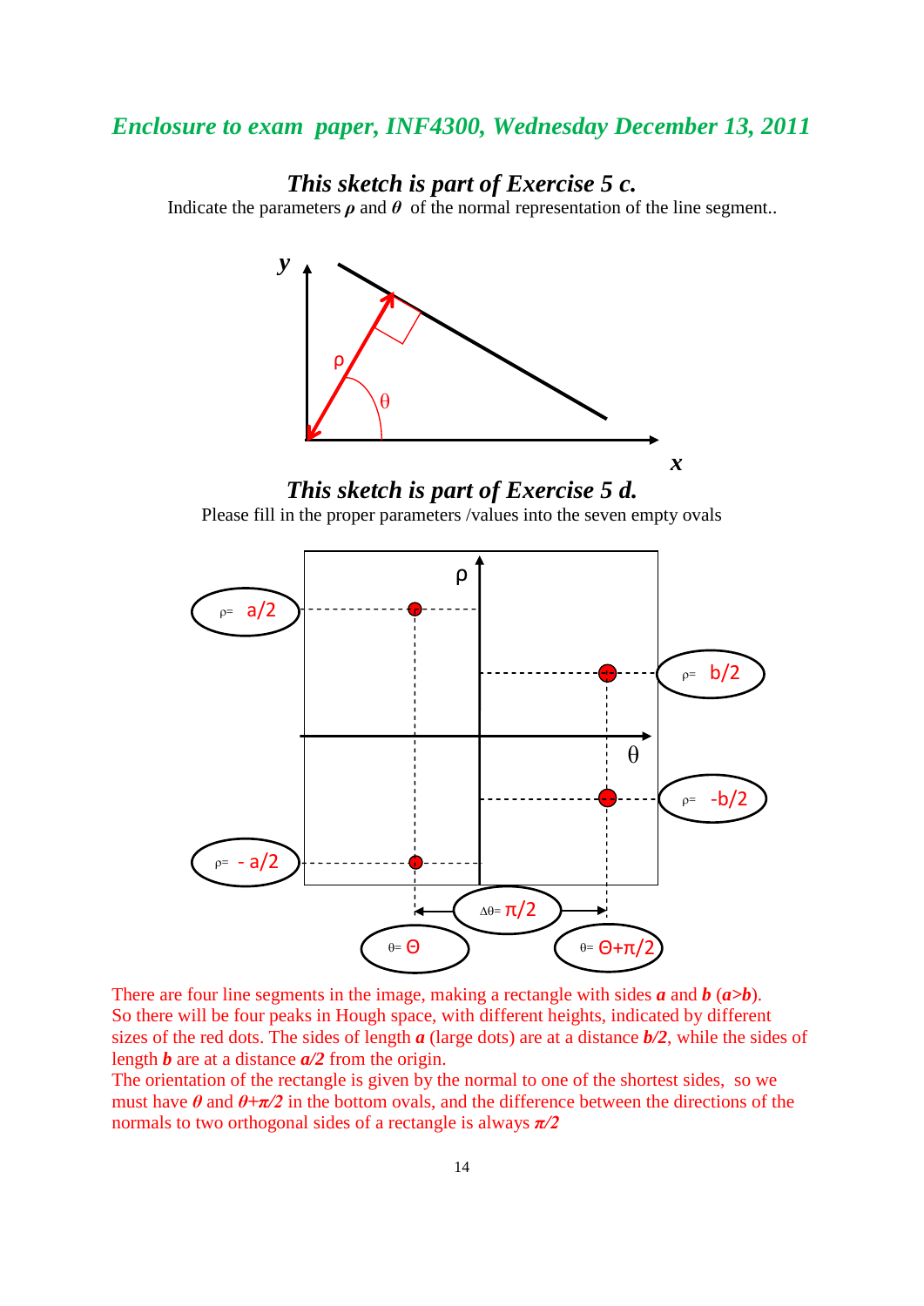*Enclosure to exam paper, INF4300, Wednesday December 13, 2011*

## *This sketch is part of Exercise 5 c.*

Indicate the parameters $\rho$ and $\theta$ of the normal representation of the line segment..

y

ρ

θ

x

## *This sketch is part of Exercise 5 d.*

Please fill in the proper parameters /values into the seven empty ovals

ρ

θ

ρ= a/2

ρ= b/2

ρ= -b/2

ρ= - a/2

Δθ= π/2

θ= Θ

θ= Θ+π/2

There are four line segments in the image, making a rectangle with sides ***a*** and ***b*** (***a***>***b***).
So there will be four peaks in Hough space, with different heights, indicated by different sizes of the red dots. The sides of length ***a*** (large dots) are at a distance ***b/2***, while the sides of length ***b*** are at a distance ***a/2*** from the origin.
The orientation of the rectangle is given by the normal to one of the shortest sides, so we must have $\theta$ and $\theta+\pi/2$ in the bottom ovals, and the difference between the directions of the normals to two orthogonal sides of a rectangle is always $\pi/2$